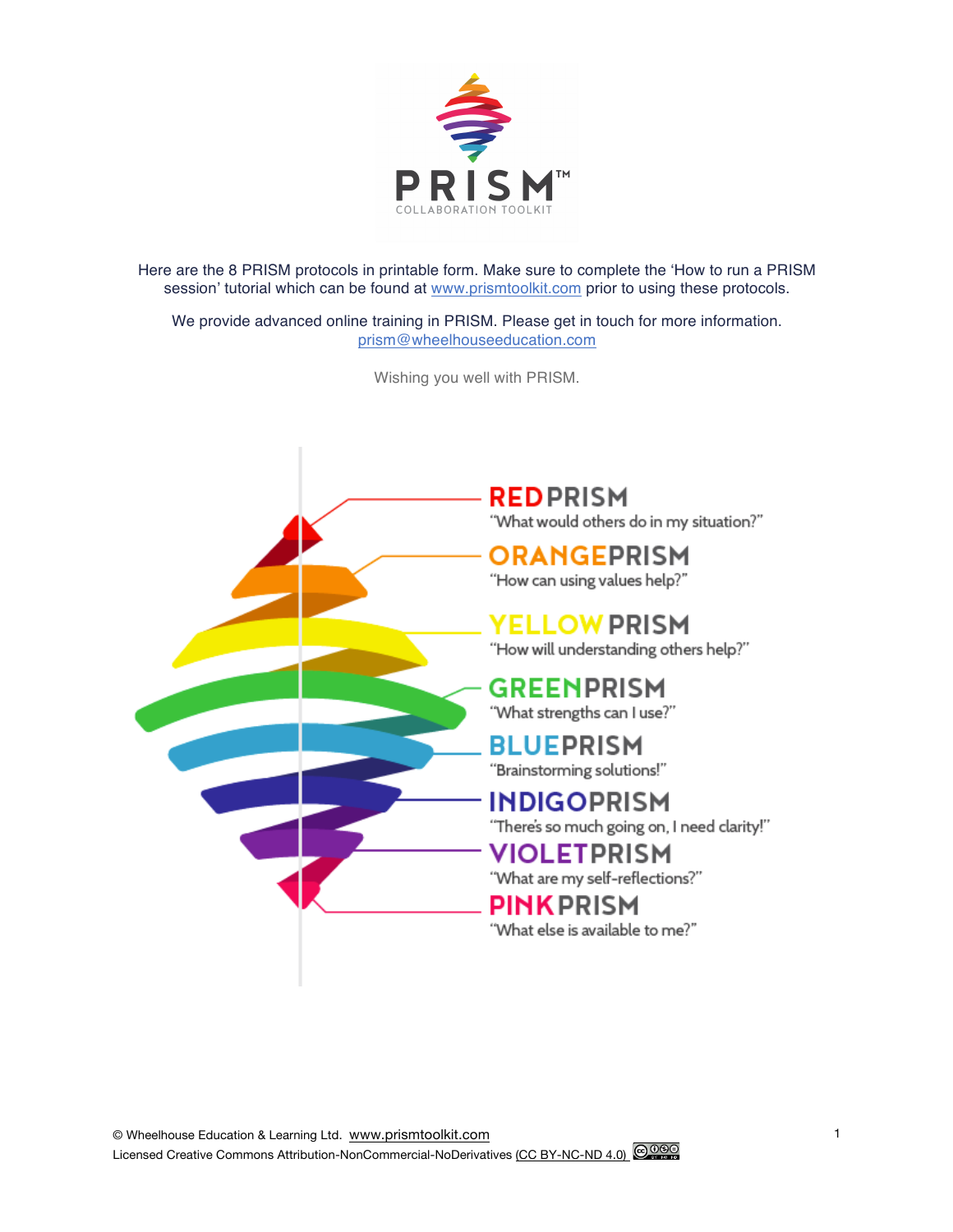# PRISM™

COLLABORATION TOOLKIT

Here are the 8 PRISM protocols in printable form. Make sure to complete the 'How to run a PRISM session' tutorial which can be found at www.prismtoolkit.com prior to using these protocols.

We provide advanced online training in PRISM. Please get in touch for more information.
prism@wheelhouseeducation.com

Wishing you well with PRISM.

**RED PRISM**
"What would others do in my situation?"

**ORANGE PRISM**
"How can using values help?"

**YELLOW PRISM**
"How will understanding others help?"

**GREEN PRISM**
"What strengths can I use?"

**BLUE PRISM**
"Brainstorming solutions!"

**INDIGO PRISM**
"There's so much going on, I need clarity!"

**VIOLET PRISM**
"What are my self-reflections?"

**PINK PRISM**
"What else is available to me?"

© Wheelhouse Education & Learning Ltd. www.prismtoolkit.com
Licensed Creative Commons Attribution-NonCommercial-NoDerivatives (CC BY-NC-ND 4.0)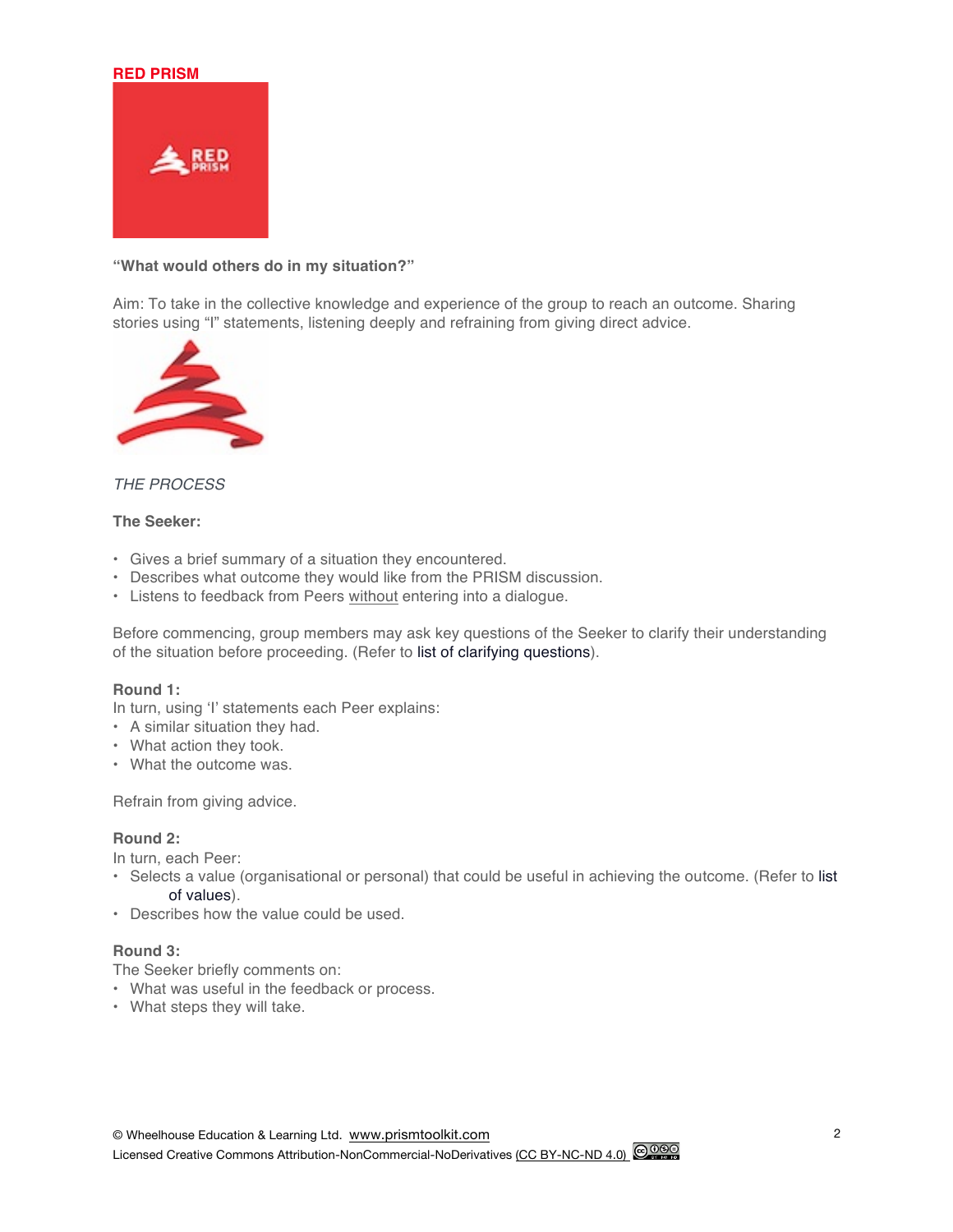**RED PRISM**

**"What would others do in my situation?"**

Aim: To take in the collective knowledge and experience of the group to reach an outcome. Sharing stories using "I" statements, listening deeply and refraining from giving direct advice.

*THE PROCESS*

**The Seeker:**

- Gives a brief summary of a situation they encountered.
- Describes what outcome they would like from the PRISM discussion.
- Listens to feedback from Peers without entering into a dialogue.

Before commencing, group members may ask key questions of the Seeker to clarify their understanding of the situation before proceeding. (Refer to list of clarifying questions).

**Round 1:**
In turn, using 'I' statements each Peer explains:
- A similar situation they had.
- What action they took.
- What the outcome was.

Refrain from giving advice.

**Round 2:**
In turn, each Peer:
- Selects a value (organisational or personal) that could be useful in achieving the outcome. (Refer to list of values).
- Describes how the value could be used.

**Round 3:**
The Seeker briefly comments on:
- What was useful in the feedback or process.
- What steps they will take.

© Wheelhouse Education & Learning Ltd. www.prismtoolkit.com
Licensed Creative Commons Attribution-NonCommercial-NoDerivatives (CC BY-NC-ND 4.0)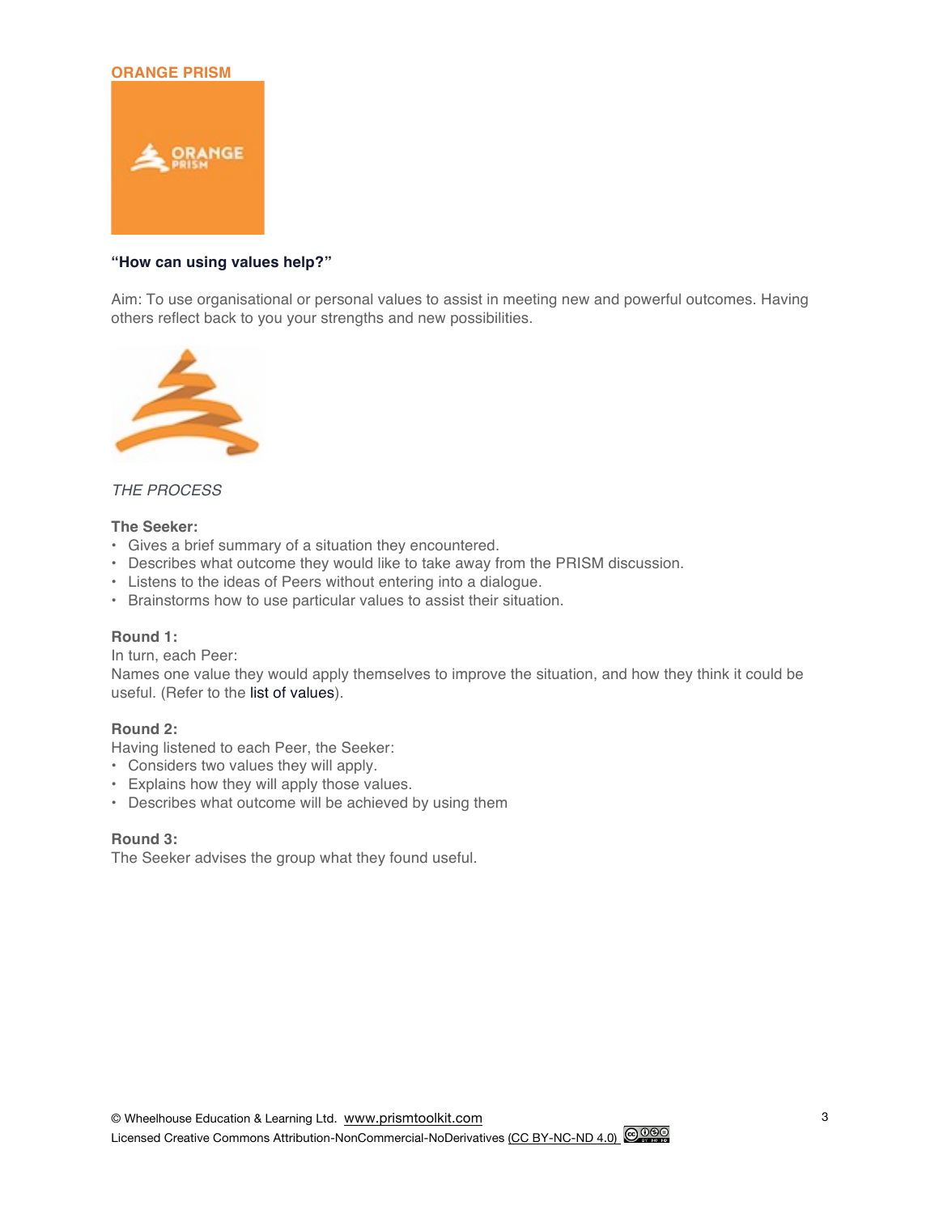## ORANGE PRISM

**"How can using values help?"**

Aim: To use organisational or personal values to assist in meeting new and powerful outcomes. Having others reflect back to you your strengths and new possibilities.

*THE PROCESS*

**The Seeker:**

- Gives a brief summary of a situation they encountered.
- Describes what outcome they would like to take away from the PRISM discussion.
- Listens to the ideas of Peers without entering into a dialogue.
- Brainstorms how to use particular values to assist their situation.

**Round 1:**
In turn, each Peer:
Names one value they would apply themselves to improve the situation, and how they think it could be useful. (Refer to the list of values).

**Round 2:**
Having listened to each Peer, the Seeker:

- Considers two values they will apply.
- Explains how they will apply those values.
- Describes what outcome will be achieved by using them

**Round 3:**
The Seeker advises the group what they found useful.

© Wheelhouse Education & Learning Ltd. www.prismtoolkit.com
Licensed Creative Commons Attribution-NonCommercial-NoDerivatives (CC BY-NC-ND 4.0)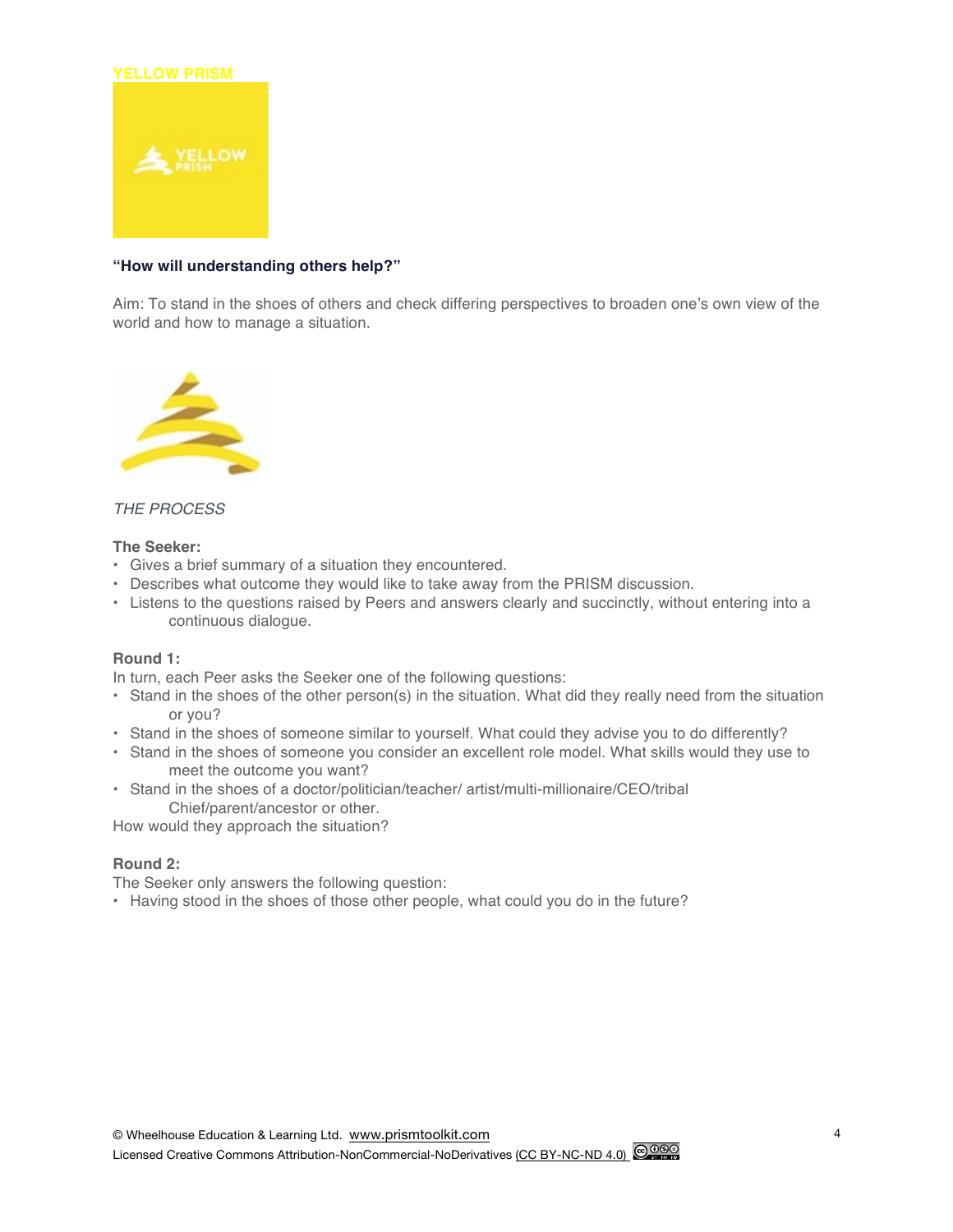## YELLOW PRISM

**"How will understanding others help?"**

Aim: To stand in the shoes of others and check differing perspectives to broaden one's own view of the world and how to manage a situation.

*THE PROCESS*

**The Seeker:**

- Gives a brief summary of a situation they encountered.
- Describes what outcome they would like to take away from the PRISM discussion.
- Listens to the questions raised by Peers and answers clearly and succinctly, without entering into a continuous dialogue.

**Round 1:**

In turn, each Peer asks the Seeker one of the following questions:

- Stand in the shoes of the other person(s) in the situation. What did they really need from the situation or you?
- Stand in the shoes of someone similar to yourself. What could they advise you to do differently?
- Stand in the shoes of someone you consider an excellent role model. What skills would they use to meet the outcome you want?
- Stand in the shoes of a doctor/politician/teacher/ artist/multi-millionaire/CEO/tribal Chief/parent/ancestor or other.

How would they approach the situation?

**Round 2:**

The Seeker only answers the following question:

- Having stood in the shoes of those other people, what could you do in the future?

© Wheelhouse Education & Learning Ltd. www.prismtoolkit.com
Licensed Creative Commons Attribution-NonCommercial-NoDerivatives (CC BY-NC-ND 4.0)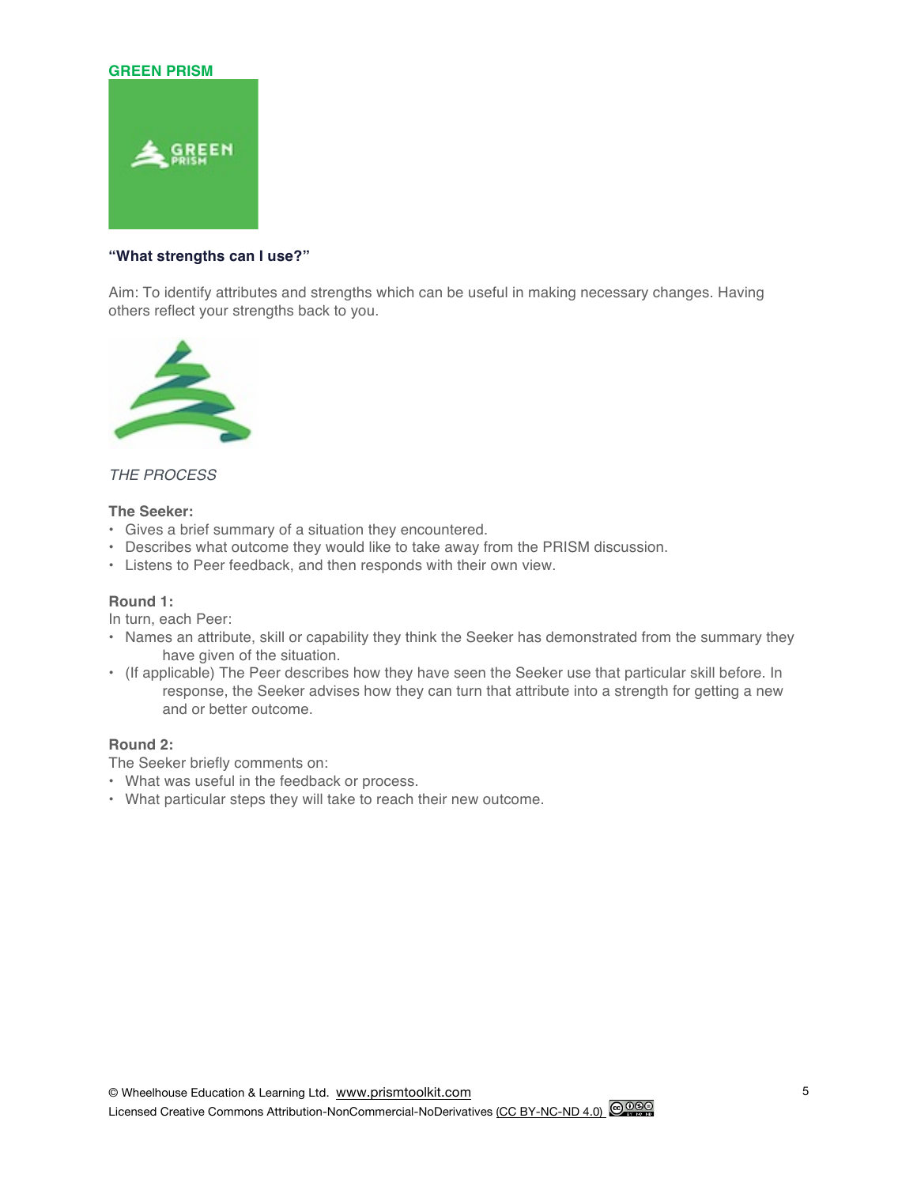## GREEN PRISM

### **"What strengths can I use?"**

Aim: To identify attributes and strengths which can be useful in making necessary changes. Having others reflect your strengths back to you.

*THE PROCESS*

**The Seeker:**

- Gives a brief summary of a situation they encountered.
- Describes what outcome they would like to take away from the PRISM discussion.
- Listens to Peer feedback, and then responds with their own view.

**Round 1:**

In turn, each Peer:

- Names an attribute, skill or capability they think the Seeker has demonstrated from the summary they have given of the situation.
- (If applicable) The Peer describes how they have seen the Seeker use that particular skill before. In response, the Seeker advises how they can turn that attribute into a strength for getting a new and or better outcome.

**Round 2:**

The Seeker briefly comments on:

- What was useful in the feedback or process.
- What particular steps they will take to reach their new outcome.

© Wheelhouse Education & Learning Ltd. www.prismtoolkit.com
Licensed Creative Commons Attribution-NonCommercial-NoDerivatives (CC BY-NC-ND 4.0)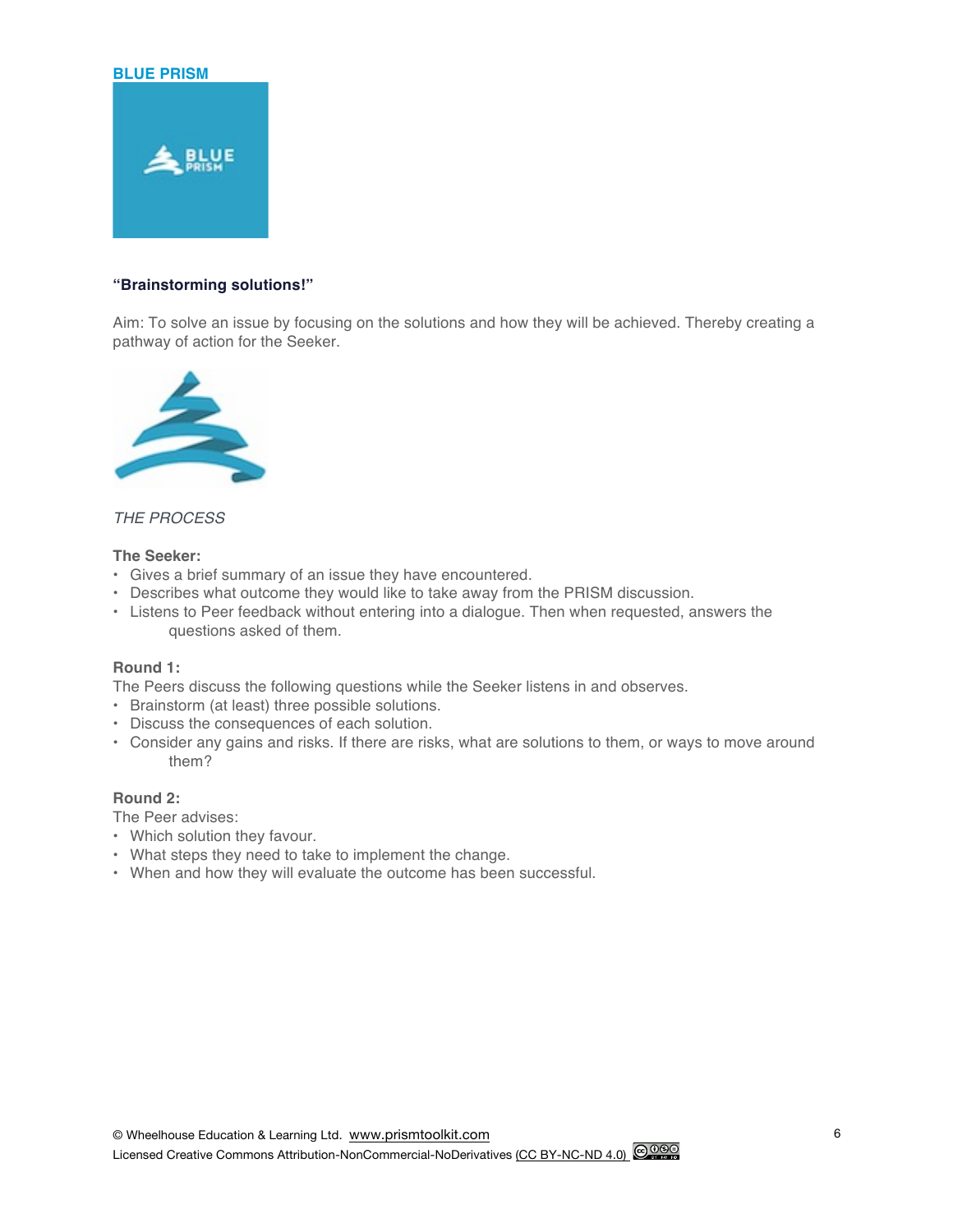## BLUE PRISM

### "Brainstorming solutions!"

Aim: To solve an issue by focusing on the solutions and how they will be achieved. Thereby creating a pathway of action for the Seeker.

*THE PROCESS*

**The Seeker:**

- Gives a brief summary of an issue they have encountered.
- Describes what outcome they would like to take away from the PRISM discussion.
- Listens to Peer feedback without entering into a dialogue. Then when requested, answers the questions asked of them.

**Round 1:**

The Peers discuss the following questions while the Seeker listens in and observes.

- Brainstorm (at least) three possible solutions.
- Discuss the consequences of each solution.
- Consider any gains and risks. If there are risks, what are solutions to them, or ways to move around them?

**Round 2:**

The Peer advises:

- Which solution they favour.
- What steps they need to take to implement the change.
- When and how they will evaluate the outcome has been successful.

© Wheelhouse Education & Learning Ltd. www.prismtoolkit.com
Licensed Creative Commons Attribution-NonCommercial-NoDerivatives (CC BY-NC-ND 4.0)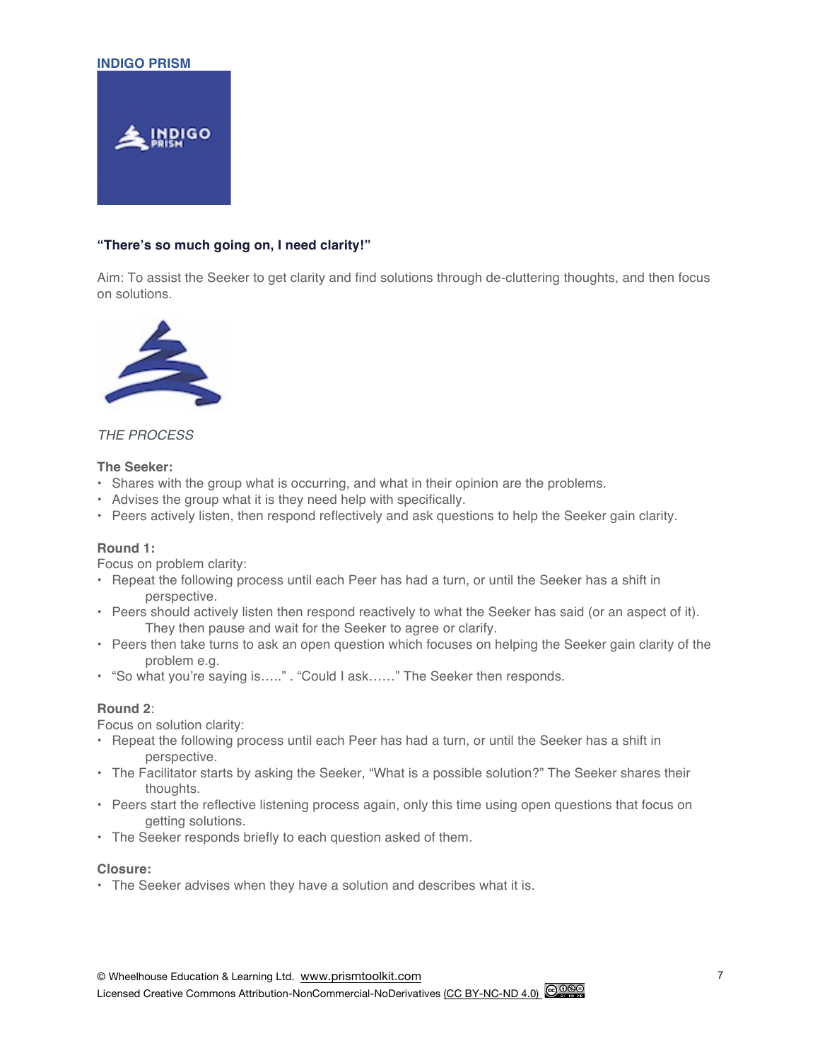## INDIGO PRISM

**"There's so much going on, I need clarity!"**

Aim: To assist the Seeker to get clarity and find solutions through de-cluttering thoughts, and then focus on solutions.

*THE PROCESS*

**The Seeker:**

- Shares with the group what is occurring, and what in their opinion are the problems.
- Advises the group what it is they need help with specifically.
- Peers actively listen, then respond reflectively and ask questions to help the Seeker gain clarity.

**Round 1:**

Focus on problem clarity:

- Repeat the following process until each Peer has had a turn, or until the Seeker has a shift in perspective.
- Peers should actively listen then respond reactively to what the Seeker has said (or an aspect of it). They then pause and wait for the Seeker to agree or clarify.
- Peers then take turns to ask an open question which focuses on helping the Seeker gain clarity of the problem e.g.
- "So what you're saying is….." . "Could I ask……" The Seeker then responds.

**Round 2**:

Focus on solution clarity:

- Repeat the following process until each Peer has had a turn, or until the Seeker has a shift in perspective.
- The Facilitator starts by asking the Seeker, "What is a possible solution?" The Seeker shares their thoughts.
- Peers start the reflective listening process again, only this time using open questions that focus on getting solutions.
- The Seeker responds briefly to each question asked of them.

**Closure:**

- The Seeker advises when they have a solution and describes what it is.

© Wheelhouse Education & Learning Ltd. www.prismtoolkit.com
Licensed Creative Commons Attribution-NonCommercial-NoDerivatives (CC BY-NC-ND 4.0)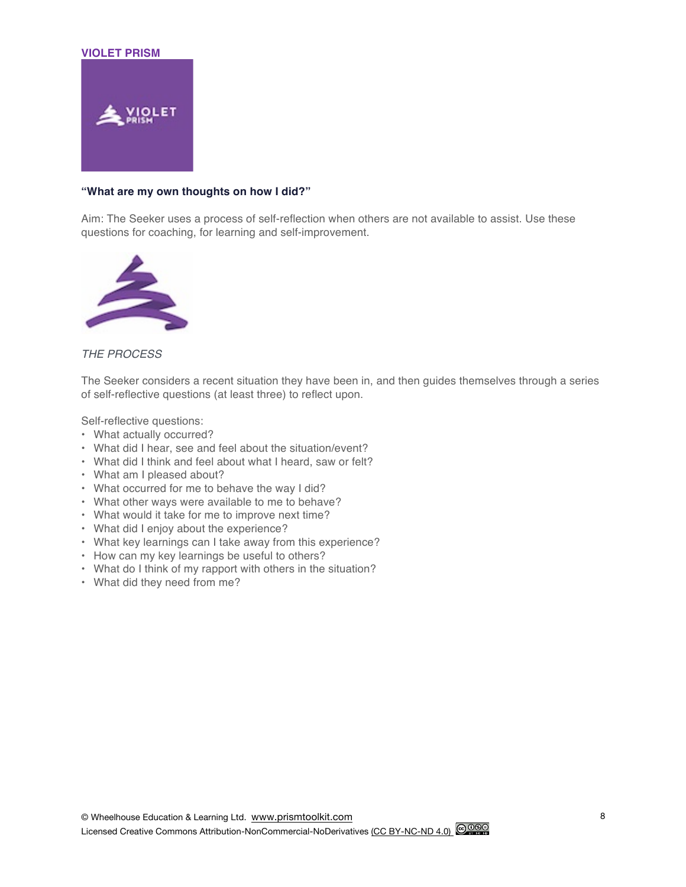## VIOLET PRISM

**"What are my own thoughts on how I did?"**

Aim: The Seeker uses a process of self-reflection when others are not available to assist. Use these questions for coaching, for learning and self-improvement.

*THE PROCESS*

The Seeker considers a recent situation they have been in, and then guides themselves through a series of self-reflective questions (at least three) to reflect upon.

Self-reflective questions:

- What actually occurred?
- What did I hear, see and feel about the situation/event?
- What did I think and feel about what I heard, saw or felt?
- What am I pleased about?
- What occurred for me to behave the way I did?
- What other ways were available to me to behave?
- What would it take for me to improve next time?
- What did I enjoy about the experience?
- What key learnings can I take away from this experience?
- How can my key learnings be useful to others?
- What do I think of my rapport with others in the situation?
- What did they need from me?

© Wheelhouse Education & Learning Ltd. www.prismtoolkit.com
Licensed Creative Commons Attribution-NonCommercial-NoDerivatives (CC BY-NC-ND 4.0)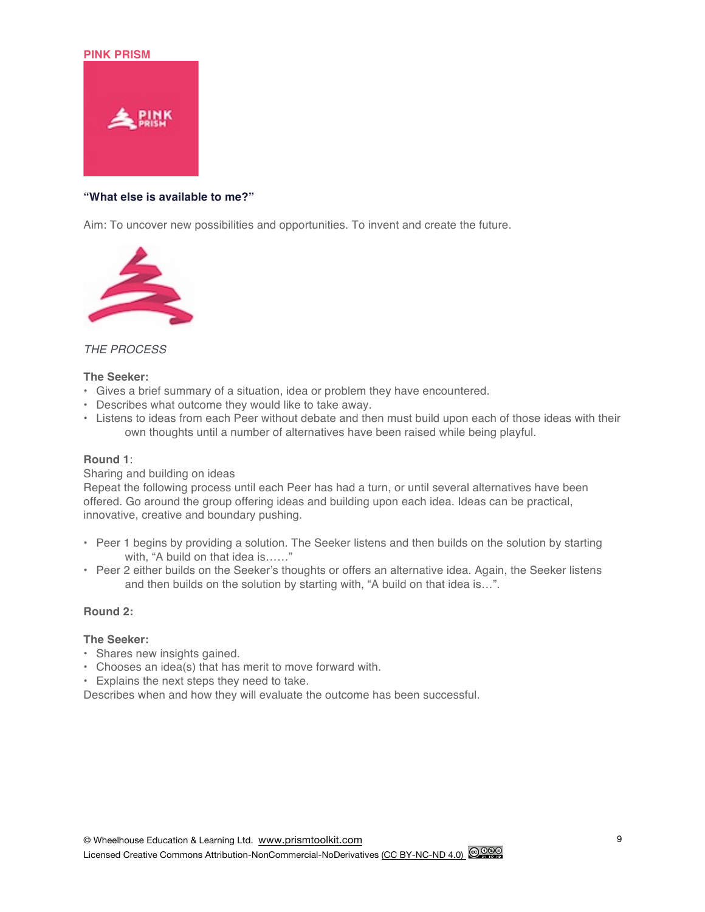## PINK PRISM

**"What else is available to me?"**

Aim: To uncover new possibilities and opportunities. To invent and create the future.

*THE PROCESS*

**The Seeker:**

- Gives a brief summary of a situation, idea or problem they have encountered.
- Describes what outcome they would like to take away.
- Listens to ideas from each Peer without debate and then must build upon each of those ideas with their own thoughts until a number of alternatives have been raised while being playful.

**Round 1**:

Sharing and building on ideas

Repeat the following process until each Peer has had a turn, or until several alternatives have been offered. Go around the group offering ideas and building upon each idea. Ideas can be practical, innovative, creative and boundary pushing.

- Peer 1 begins by providing a solution. The Seeker listens and then builds on the solution by starting with, "A build on that idea is……"
- Peer 2 either builds on the Seeker's thoughts or offers an alternative idea. Again, the Seeker listens and then builds on the solution by starting with, "A build on that idea is…".

**Round 2:**

**The Seeker:**

- Shares new insights gained.
- Chooses an idea(s) that has merit to move forward with.
- Explains the next steps they need to take.

Describes when and how they will evaluate the outcome has been successful.

© Wheelhouse Education & Learning Ltd. www.prismtoolkit.com
Licensed Creative Commons Attribution-NonCommercial-NoDerivatives (CC BY-NC-ND 4.0)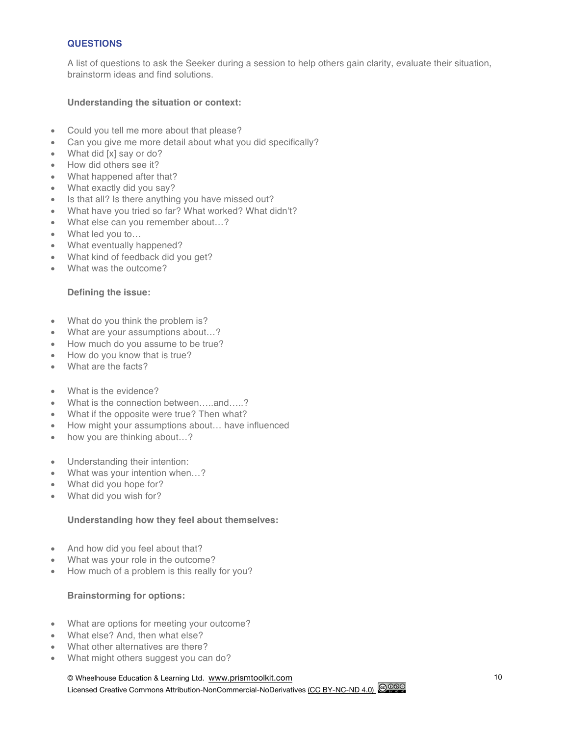## QUESTIONS

A list of questions to ask the Seeker during a session to help others gain clarity, evaluate their situation, brainstorm ideas and find solutions.

**Understanding the situation or context:**

- Could you tell me more about that please?
- Can you give me more detail about what you did specifically?
- What did [x] say or do?
- How did others see it?
- What happened after that?
- What exactly did you say?
- Is that all? Is there anything you have missed out?
- What have you tried so far? What worked? What didn't?
- What else can you remember about…?
- What led you to…
- What eventually happened?
- What kind of feedback did you get?
- What was the outcome?

**Defining the issue:**

- What do you think the problem is?
- What are your assumptions about…?
- How much do you assume to be true?
- How do you know that is true?
- What are the facts?

- What is the evidence?
- What is the connection between…..and…..?
- What if the opposite were true? Then what?
- How might your assumptions about… have influenced
- how you are thinking about…?

- Understanding their intention:
- What was your intention when…?
- What did you hope for?
- What did you wish for?

**Understanding how they feel about themselves:**

- And how did you feel about that?
- What was your role in the outcome?
- How much of a problem is this really for you?

**Brainstorming for options:**

- What are options for meeting your outcome?
- What else? And, then what else?
- What other alternatives are there?
- What might others suggest you can do?

© Wheelhouse Education & Learning Ltd. www.prismtoolkit.com
Licensed Creative Commons Attribution-NonCommercial-NoDerivatives (CC BY-NC-ND 4.0)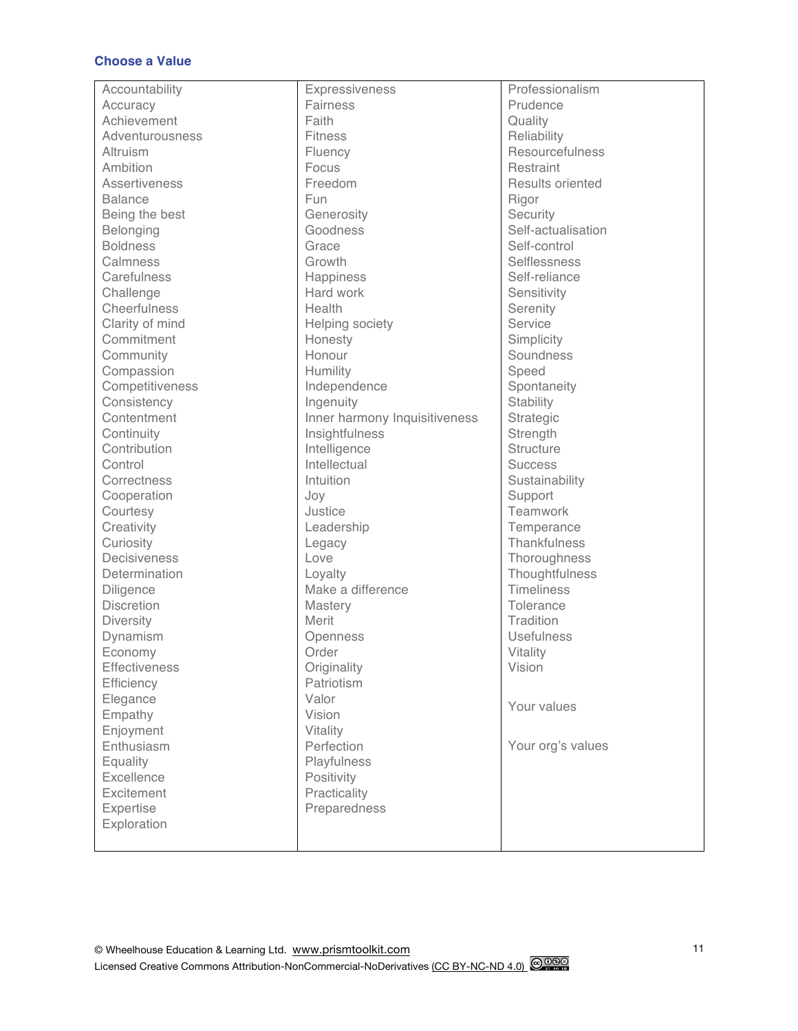### Choose a Value

| | | |
|---|---|---|
| Accountability<br>Accuracy<br>Achievement<br>Adventurousness<br>Altruism<br>Ambition<br>Assertiveness<br>Balance<br>Being the best<br>Belonging<br>Boldness<br>Calmness<br>Carefulness<br>Challenge<br>Cheerfulness<br>Clarity of mind<br>Commitment<br>Community<br>Compassion<br>Competitiveness<br>Consistency<br>Contentment<br>Continuity<br>Contribution<br>Control<br>Correctness<br>Cooperation<br>Courtesy<br>Creativity<br>Curiosity<br>Decisiveness<br>Determination<br>Diligence<br>Discretion<br>Diversity<br>Dynamism<br>Economy<br>Effectiveness<br>Efficiency<br>Elegance<br>Empathy<br>Enjoyment<br>Enthusiasm<br>Equality<br>Excellence<br>Excitement<br>Expertise<br>Exploration | Expressiveness<br>Fairness<br>Faith<br>Fitness<br>Fluency<br>Focus<br>Freedom<br>Fun<br>Generosity<br>Goodness<br>Grace<br>Growth<br>Happiness<br>Hard work<br>Health<br>Helping society<br>Honesty<br>Honour<br>Humility<br>Independence<br>Ingenuity<br>Inner harmony Inquisitiveness<br>Insightfulness<br>Intelligence<br>Intellectual<br>Intuition<br>Joy<br>Justice<br>Leadership<br>Legacy<br>Love<br>Loyalty<br>Make a difference<br>Mastery<br>Merit<br>Openness<br>Order<br>Originality<br>Patriotism<br>Valor<br>Vision<br>Vitality<br>Perfection<br>Playfulness<br>Positivity<br>Practicality<br>Preparedness | Professionalism<br>Prudence<br>Quality<br>Reliability<br>Resourcefulness<br>Restraint<br>Results oriented<br>Rigor<br>Security<br>Self-actualisation<br>Self-control<br>Selflessness<br>Self-reliance<br>Sensitivity<br>Serenity<br>Service<br>Simplicity<br>Soundness<br>Speed<br>Spontaneity<br>Stability<br>Strategic<br>Strength<br>Structure<br>Success<br>Sustainability<br>Support<br>Teamwork<br>Temperance<br>Thankfulness<br>Thoroughness<br>Thoughtfulness<br>Timeliness<br>Tolerance<br>Tradition<br>Usefulness<br>Vitality<br>Vision<br><br>Your values<br><br>Your org's values |

© Wheelhouse Education & Learning Ltd. www.prismtoolkit.com
Licensed Creative Commons Attribution-NonCommercial-NoDerivatives (CC BY-NC-ND 4.0)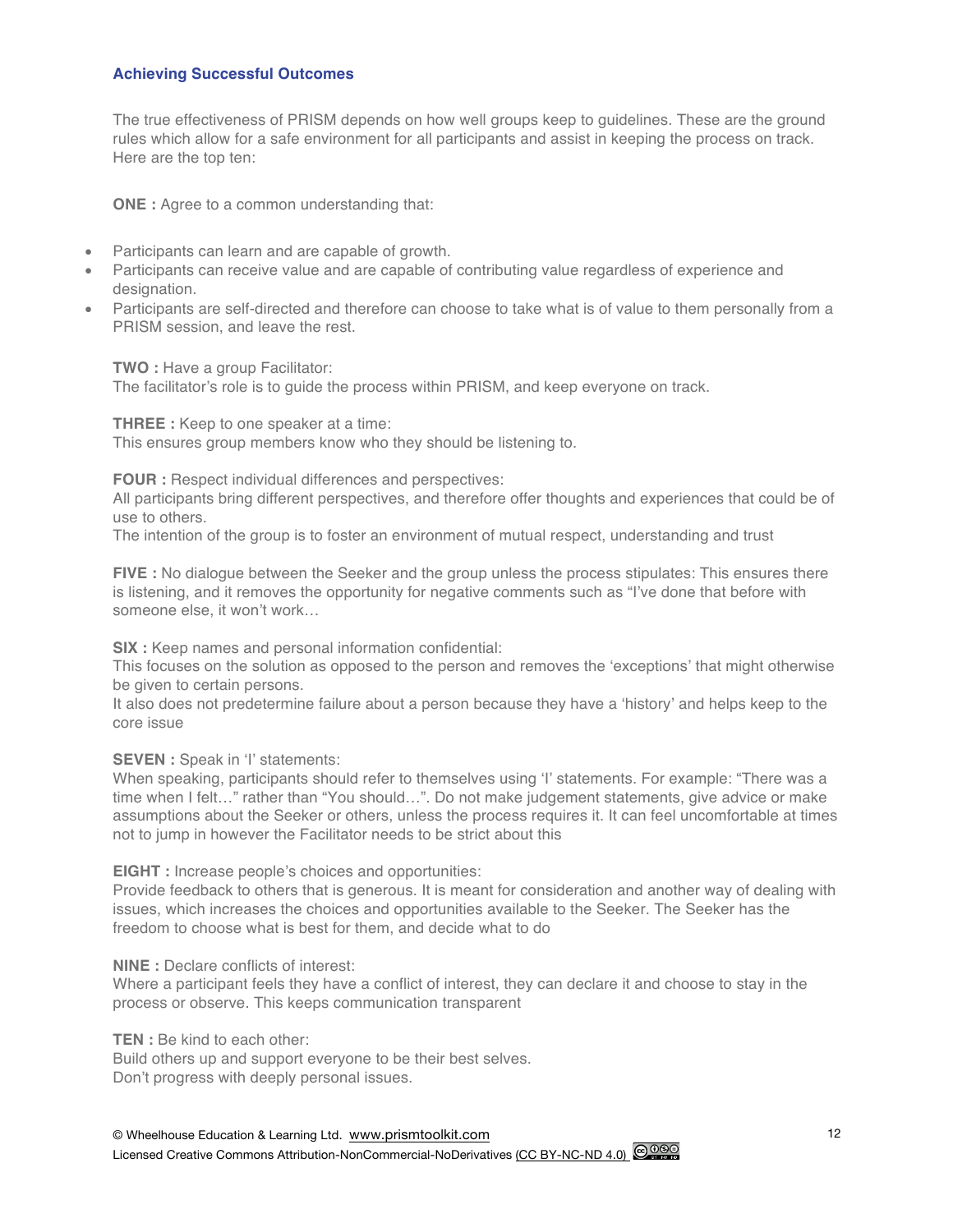### Achieving Successful Outcomes

The true effectiveness of PRISM depends on how well groups keep to guidelines. These are the ground rules which allow for a safe environment for all participants and assist in keeping the process on track. Here are the top ten:

**ONE :** Agree to a common understanding that:

- Participants can learn and are capable of growth.
- Participants can receive value and are capable of contributing value regardless of experience and designation.
- Participants are self-directed and therefore can choose to take what is of value to them personally from a PRISM session, and leave the rest.

**TWO :** Have a group Facilitator:
The facilitator's role is to guide the process within PRISM, and keep everyone on track.

**THREE :** Keep to one speaker at a time:
This ensures group members know who they should be listening to.

**FOUR :** Respect individual differences and perspectives:
All participants bring different perspectives, and therefore offer thoughts and experiences that could be of use to others.
The intention of the group is to foster an environment of mutual respect, understanding and trust

**FIVE :** No dialogue between the Seeker and the group unless the process stipulates: This ensures there is listening, and it removes the opportunity for negative comments such as "I've done that before with someone else, it won't work…

**SIX :** Keep names and personal information confidential:
This focuses on the solution as opposed to the person and removes the 'exceptions' that might otherwise be given to certain persons.
It also does not predetermine failure about a person because they have a 'history' and helps keep to the core issue

**SEVEN :** Speak in 'I' statements:
When speaking, participants should refer to themselves using 'I' statements. For example: "There was a time when I felt…" rather than "You should…". Do not make judgement statements, give advice or make assumptions about the Seeker or others, unless the process requires it. It can feel uncomfortable at times not to jump in however the Facilitator needs to be strict about this

**EIGHT :** Increase people's choices and opportunities:
Provide feedback to others that is generous. It is meant for consideration and another way of dealing with issues, which increases the choices and opportunities available to the Seeker. The Seeker has the freedom to choose what is best for them, and decide what to do

**NINE :** Declare conflicts of interest:
Where a participant feels they have a conflict of interest, they can declare it and choose to stay in the process or observe. This keeps communication transparent

**TEN :** Be kind to each other:
Build others up and support everyone to be their best selves.
Don't progress with deeply personal issues.

© Wheelhouse Education & Learning Ltd. www.prismtoolkit.com
Licensed Creative Commons Attribution-NonCommercial-NoDerivatives (CC BY-NC-ND 4.0)